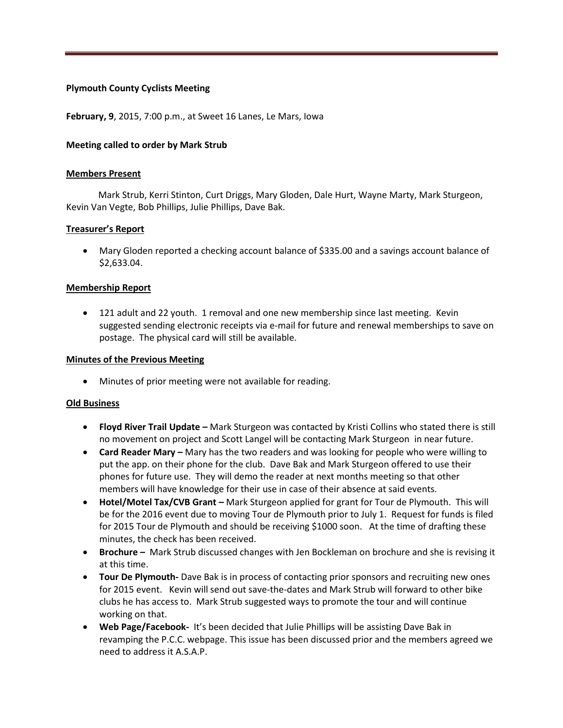**Plymouth County Cyclists Meeting**

**February, 9**, 2015, 7:00 p.m., at Sweet 16 Lanes, Le Mars, Iowa

**Meeting called to order by Mark Strub**

**Members Present**

Mark Strub, Kerri Stinton, Curt Driggs, Mary Gloden, Dale Hurt, Wayne Marty, Mark Sturgeon, Kevin Van Vegte, Bob Phillips, Julie Phillips, Dave Bak.

**Treasurer's Report**

- Mary Gloden reported a checking account balance of $335.00 and a savings account balance of $2,633.04.

**Membership Report**

- 121 adult and 22 youth. 1 removal and one new membership since last meeting. Kevin suggested sending electronic receipts via e-mail for future and renewal memberships to save on postage. The physical card will still be available.

**Minutes of the Previous Meeting**

- Minutes of prior meeting were not available for reading.

**Old Business**

- **Floyd River Trail Update –** Mark Sturgeon was contacted by Kristi Collins who stated there is still no movement on project and Scott Langel will be contacting Mark Sturgeon in near future.
- **Card Reader Mary –** Mary has the two readers and was looking for people who were willing to put the app. on their phone for the club. Dave Bak and Mark Sturgeon offered to use their phones for future use. They will demo the reader at next months meeting so that other members will have knowledge for their use in case of their absence at said events.
- **Hotel/Motel Tax/CVB Grant –** Mark Sturgeon applied for grant for Tour de Plymouth. This will be for the 2016 event due to moving Tour de Plymouth prior to July 1. Request for funds is filed for 2015 Tour de Plymouth and should be receiving $1000 soon. At the time of drafting these minutes, the check has been received.
- **Brochure –** Mark Strub discussed changes with Jen Bockleman on brochure and she is revising it at this time.
- **Tour De Plymouth-** Dave Bak is in process of contacting prior sponsors and recruiting new ones for 2015 event. Kevin will send out save-the-dates and Mark Strub will forward to other bike clubs he has access to. Mark Strub suggested ways to promote the tour and will continue working on that.
- **Web Page/Facebook-** It's been decided that Julie Phillips will be assisting Dave Bak in revamping the P.C.C. webpage. This issue has been discussed prior and the members agreed we need to address it A.S.A.P.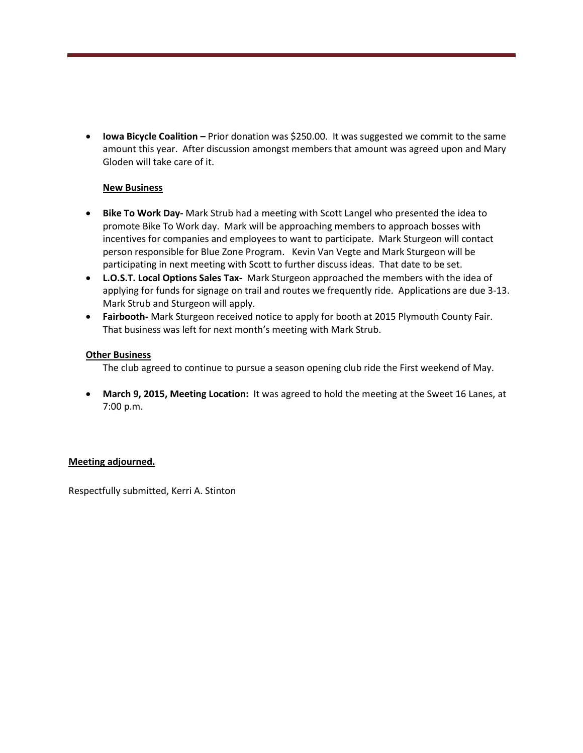- **Iowa Bicycle Coalition –** Prior donation was $250.00. It was suggested we commit to the same amount this year. After discussion amongst members that amount was agreed upon and Mary Gloden will take care of it.

  **New Business**

- **Bike To Work Day-** Mark Strub had a meeting with Scott Langel who presented the idea to promote Bike To Work day. Mark will be approaching members to approach bosses with incentives for companies and employees to want to participate. Mark Sturgeon will contact person responsible for Blue Zone Program. Kevin Van Vegte and Mark Sturgeon will be participating in next meeting with Scott to further discuss ideas. That date to be set.
- **L.O.S.T. Local Options Sales Tax-** Mark Sturgeon approached the members with the idea of applying for funds for signage on trail and routes we frequently ride. Applications are due 3-13. Mark Strub and Sturgeon will apply.
- **Fairbooth-** Mark Sturgeon received notice to apply for booth at 2015 Plymouth County Fair. That business was left for next month's meeting with Mark Strub.

**Other Business**

The club agreed to continue to pursue a season opening club ride the First weekend of May.

- **March 9, 2015, Meeting Location:** It was agreed to hold the meeting at the Sweet 16 Lanes, at 7:00 p.m.

**Meeting adjourned.**

Respectfully submitted, Kerri A. Stinton